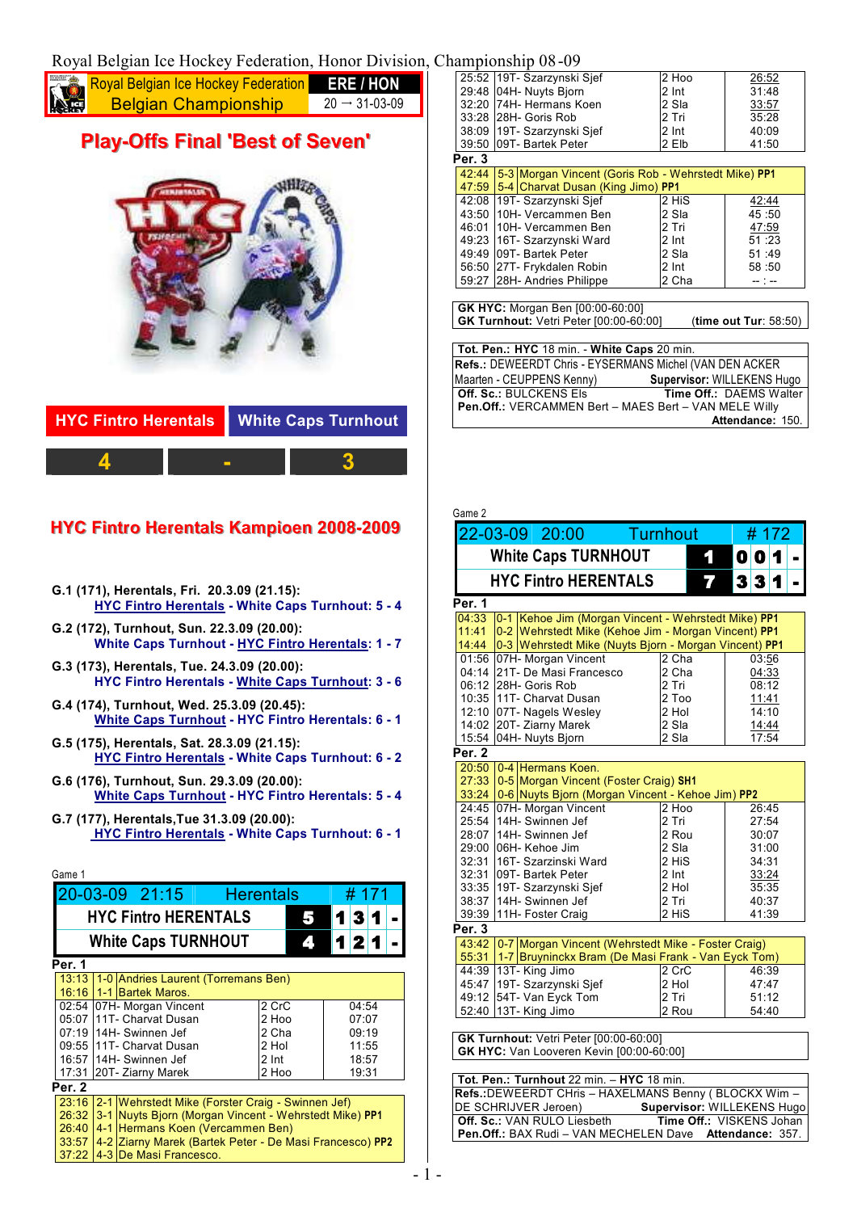Royal Belgian Ice Hockey Federation, Honor Division, Championship 08-09

**Royal Belgian Ice Hockey Federation** — **ERE / HON**
**Belgian Championship** — 20 → 31-03-09

## Play-Offs Final 'Best of Seven'

| HYC Fintro Herentals | | White Caps Turnhout |
|---|---|---|
| 4 | - | 3 |

## HYC Fintro Herentals Kampioen 2008-2009

**G.1 (171), Herentals, Fri. 20.3.09 (21.15):**
HYC Fintro Herentals - White Caps Turnhout: 5 - 4

**G.2 (172), Turnhout, Sun. 22.3.09 (20.00):**
White Caps Turnhout - HYC Fintro Herentals: 1 - 7

**G.3 (173), Herentals, Tue. 24.3.09 (20.00):**
HYC Fintro Herentals - White Caps Turnhout: 3 - 6

**G.4 (174), Turnhout, Wed. 25.3.09 (20.45):**
White Caps Turnhout - HYC Fintro Herentals: 6 - 1

**G.5 (175), Herentals, Sat. 28.3.09 (21.15):**
HYC Fintro Herentals - White Caps Turnhout: 6 - 2

**G.6 (176), Turnhout, Sun. 29.3.09 (20.00):**
White Caps Turnhout - HYC Fintro Herentals: 5 - 4

**G.7 (177), Herentals,Tue 31.3.09 (20.00):**
HYC Fintro Herentals - White Caps Turnhout: 6 - 1

### Game 1

| 20-03-09 21:15 | Herentals | # 171 | | | | |
|---|---|---|---|---|---|---|
| HYC Fintro HERENTALS | 5 | 1 | 3 | 1 | - | |
| White Caps TURNHOUT | 4 | 1 | 2 | 1 | - | |

**Per. 1**

| Time | Score | Goal |
|---|---|---|
| 13:13 | 1-0 | Andries Laurent (Torremans Ben) |
| 16:16 | 1-1 | Bartek Maros. |

| Time | Player | Penalty | End |
|---|---|---|---|
| 02:54 | 07H- Morgan Vincent | 2 CrC | 04:54 |
| 05:07 | 11T- Charvat Dusan | 2 Hoo | 07:07 |
| 07:19 | 14H- Swinnen Jef | 2 Cha | 09:19 |
| 09:55 | 11T- Charvat Dusan | 2 Hol | 11:55 |
| 16:57 | 14H- Swinnen Jef | 2 Int | 18:57 |
| 17:31 | 20T- Ziarny Marek | 2 Hoo | 19:31 |

**Per. 2**

| Time | Score | Goal |
|---|---|---|
| 23:16 | 2-1 | Wehrstedt Mike (Forster Craig - Swinnen Jef) |
| 26:32 | 3-1 | Nuyts Bjorn (Morgan Vincent - Wehrstedt Mike) PP1 |
| 26:40 | 4-1 | Hermans Koen (Vercammen Ben) |
| 33:57 | 4-2 | Ziarny Marek (Bartek Peter - De Masi Francesco) PP2 |
| 37:22 | 4-3 | De Masi Francesco. |

| Time | Player | Penalty | End |
|---|---|---|---|
| 25:52 | 19T- Szarzynski Sjef | 2 Hoo | 26:52 |
| 29:48 | 04H- Nuyts Bjorn | 2 Int | 31:48 |
| 32:20 | 74H- Hermans Koen | 2 Sla | 33:57 |
| 33:28 | 28H- Goris Rob | 2 Tri | 35:28 |
| 38:09 | 19T- Szarzynski Sjef | 2 Int | 40:09 |
| 39:50 | 09T- Bartek Peter | 2 Elb | 41:50 |

**Per. 3**

| Time | Score | Goal |
|---|---|---|
| 42:44 | 5-3 | Morgan Vincent (Goris Rob - Wehrstedt Mike) PP1 |
| 47:59 | 5-4 | Charvat Dusan (King Jimo) PP1 |

| Time | Player | Penalty | End |
|---|---|---|---|
| 42:08 | 19T- Szarzynski Sjef | 2 HiS | 42:44 |
| 43:50 | 10H- Vercammen Ben | 2 Sla | 45 :50 |
| 46:01 | 10H- Vercammen Ben | 2 Tri | 47:59 |
| 49:23 | 16T- Szarzynski Ward | 2 Int | 51 :23 |
| 49:49 | 09T- Bartek Peter | 2 Sla | 51 :49 |
| 56:50 | 27T- Frykdalen Robin | 2 Int | 58 :50 |
| 59:27 | 28H- Andries Philippe | 2 Cha | -- : -- |

**GK HYC:** Morgan Ben [00:00-60:00]
**GK Turnhout:** Vetri Peter [00:00-60:00] (**time out Tur**: 58:50)

**Tot. Pen.: HYC** 18 min. - **White Caps** 20 min.
**Refs.:** DEWEERDT Chris - EYSERMANS Michel (VAN DEN ACKER Maarten - CEUPPENS Kenny) **Supervisor:** WILLEKENS Hugo
**Off. Sc.:** BULCKENS Els **Time Off.:** DAEMS Walter
**Pen.Off.:** VERCAMMEN Bert – MAES Bert – VAN MELE Willy
**Attendance:** 150.

### Game 2

| 22-03-09 20:00 | Turnhout | # 172 | | | | |
|---|---|---|---|---|---|---|
| White Caps TURNHOUT | 1 | 0 | 0 | 1 | - | |
| HYC Fintro HERENTALS | 7 | 3 | 3 | 1 | - | |

**Per. 1**

| Time | Score | Goal |
|---|---|---|
| 04:33 | 0-1 | Kehoe Jim (Morgan Vincent - Wehrstedt Mike) PP1 |
| 11:41 | 0-2 | Wehrstedt Mike (Kehoe Jim - Morgan Vincent) PP1 |
| 14:44 | 0-3 | Wehrstedt Mike (Nuyts Bjorn - Morgan Vincent) PP1 |

| Time | Player | Penalty | End |
|---|---|---|---|
| 01:56 | 07H- Morgan Vincent | 2 Cha | 03:56 |
| 04:14 | 21T- De Masi Francesco | 2 Cha | 04:33 |
| 06:12 | 28H- Goris Rob | 2 Tri | 08:12 |
| 10:35 | 11T- Charvat Dusan | 2 Too | 11:41 |
| 12:10 | 07T- Nagels Wesley | 2 Hol | 14:10 |
| 14:02 | 20T- Ziarny Marek | 2 Sla | 14:44 |
| 15:54 | 04H- Nuyts Bjorn | 2 Sla | 17:54 |

**Per. 2**

| Time | Score | Goal |
|---|---|---|
| 20:50 | 0-4 | Hermans Koen. |
| 27:33 | 0-5 | Morgan Vincent (Foster Craig) SH1 |
| 33:24 | 0-6 | Nuyts Bjorn (Morgan Vincent - Kehoe Jim) PP2 |

| Time | Player | Penalty | End |
|---|---|---|---|
| 24:45 | 07H- Morgan Vincent | 2 Hoo | 26:45 |
| 25:54 | 14H- Swinnen Jef | 2 Tri | 27:54 |
| 28:07 | 14H- Swinnen Jef | 2 Rou | 30:07 |
| 29:00 | 06H- Kehoe Jim | 2 Sla | 31:00 |
| 32:31 | 16T- Szarzinski Ward | 2 HiS | 34:31 |
| 32:31 | 09T- Bartek Peter | 2 Int | 33:24 |
| 33:35 | 19T- Szarzynski Sjef | 2 Hol | 35:35 |
| 38:37 | 14H- Swinnen Jef | 2 Tri | 40:37 |
| 39:39 | 11H- Foster Craig | 2 HiS | 41:39 |

**Per. 3**

| Time | Score | Goal |
|---|---|---|
| 43:42 | 0-7 | Morgan Vincent (Wehrstedt Mike - Foster Craig) |
| 55:31 | 1-7 | Bruyninckx Bram (De Masi Frank - Van Eyck Tom) |

| Time | Player | Penalty | End |
|---|---|---|---|
| 44:39 | 13T- King Jimo | 2 CrC | 46:39 |
| 45:47 | 19T- Szarzynski Sjef | 2 Hol | 47:47 |
| 49:12 | 54T- Van Eyck Tom | 2 Tri | 51:12 |
| 52:40 | 13T- King Jimo | 2 Rou | 54:40 |

**GK Turnhout:** Vetri Peter [00:00-60:00]
**GK HYC:** Van Looveren Kevin [00:00-60:00]

**Tot. Pen.: Turnhout** 22 min. – **HYC** 18 min.
**Refs.:**DEWEERDT CHris – HAXELMANS Benny ( BLOCKX Wim – DE SCHRIJVER Jeroen) **Supervisor:** WILLEKENS Hugo
**Off. Sc.:** VAN RULO Liesbeth **Time Off.:** VISKENS Johan
**Pen.Off.:** BAX Rudi – VAN MECHELEN Dave **Attendance:** 357.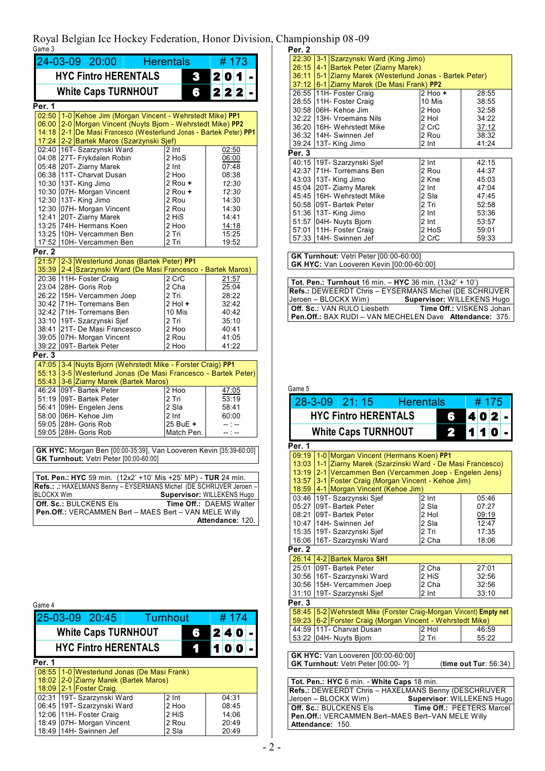# Royal Belgian Ice Hockey Federation, Honor Division, Championship 08-09

## Game 3

| 24-03-09 20:00 | Herentals | # 173 |
|---|---|---|
| HYC Fintro HERENTALS | 3 | 2 0 1 - |
| White Caps TURNHOUT | 6 | 2 2 2 - |

**Per. 1**

| Time | Goal |
|---|---|
| 02:50 | 1-0 Kehoe Jim (Morgan Vincent - Wehrstedt Mike) PP1 |
| 06:00 | 2-0 Morgan Vincent (Nuyts Bjorn - Wehrstedt Mike) PP2 |
| 14:18 | 2-1 De Masi Francesco (Westerlund Jonas - Bartek Peter) PP1 |
| 17:24 | 2-2 Bartek Maros (Szarzynski Sjef) |

| Time | Player | Penalty | End |
|---|---|---|---|
| 02:40 | 16T- Szarzynski Ward | 2 Int | 02:50 |
| 04:08 | 27T- Frykdalen Robin | 2 HoS | 06:00 |
| 05:48 | 20T- Ziarny Marek | 2 Int | 07:48 |
| 06:38 | 11T- Charvat Dusan | 2 Hoo | 08:38 |
| 10:30 | 13T- King Jimo | 2 Rou + | 12:30 |
| 10:30 | 07H- Morgan Vincent | 2 Rou + | 12:30 |
| 12:30 | 13T- King Jimo | 2 Rou | 14:30 |
| 12:30 | 07H- Morgan Vincent | 2 Rou | 14:30 |
| 12:41 | 20T- Ziarny Marek | 2 HiS | 14:41 |
| 13:25 | 74H- Hermans Koen | 2 Hoo | 14:18 |
| 13:25 | 10H- Vercammen Ben | 2 Tri | 15:25 |
| 17:52 | 10H- Vercammen Ben | 2 Tri | 19:52 |

**Per. 2**

| Time | Goal |
|---|---|
| 21:57 | 2-3 Westerlund Jonas (Bartek Peter) PP1 |
| 35:39 | 2-4 Szarzynski Ward (De Masi Francesco - Bartek Maros) |

| Time | Player | Penalty | End |
|---|---|---|---|
| 20:36 | 11H- Foster Craig | 2 CrC | 21:57 |
| 23:04 | 28H- Goris Rob | 2 Cha | 25:04 |
| 26:22 | 15H- Vercammen Joep | 2 Tri | 28:22 |
| 30:42 | 71H- Torremans Ben | 2 Hol + | 32:42 |
| 32:42 | 71H- Torremans Ben | 10 Mis | 40:42 |
| 33:10 | 19T- Szarzynski Sjef | 2 Tri | 35:10 |
| 38:41 | 21T- De Masi Francesco | 2 Hoo | 40:41 |
| 39:05 | 07H- Morgan Vincent | 2 Rou | 41:05 |
| 39:22 | 09T- Bartek Peter | 2 Hoo | 41:22 |

**Per. 3**

| Time | Goal |
|---|---|
| 47:05 | 3-4 Nuyts Bjorn (Wehrstedt Mike - Forster Craig) PP1 |
| 55:13 | 3-5 Westerlund Jonas (De Masi Francesco - Bartek Peter) |
| 55:43 | 3-6 Ziarny Marek (Bartek Maros) |

| Time | Player | Penalty | End |
|---|---|---|---|
| 46:24 | 09T- Bartek Peter | 2 Hoo | 47:05 |
| 51:19 | 09T- Bartek Peter | 2 Tri | 53:19 |
| 56:41 | 09H- Engelen Jens | 2 Sla | 58:41 |
| 58:00 | 06H- Kehoe Jim | 2 Int | 60:00 |
| 59:05 | 28H- Goris Rob | 25 BuE + | -- : -- |
| 59:05 | 28H- Goris Rob | Match Pen. | -- : -- |

**GK HYC:** Morgan Ben [00:00-35:39], Van Looveren Kevin [35:39-60:00]
**GK Turnhout:** Vetri Peter [00:00-60:00]

**Tot. Pen.: HYC** 59 min. (12x2' +10' Mis +25' MP) - **TUR** 24 min.
**Refs.:** .: HAXELMANS Benny – EYSERMANS Michel (DE SCHRIJVER Jeroen – BLOCKX Wim) **Supervisor:** WILLEKENS Hugo
**Off. Sc.:** BULCKENS Els **Time Off.:** DAEMS Walter
**Pen.Off.:** VERCAMMEN Bert – MAES Bert – VAN MELE Willy
**Attendance:** 120.

## Game 4

| 25-03-09 20:45 | Turnhout | # 174 |
|---|---|---|
| White Caps TURNHOUT | 6 | 2 4 0 - |
| HYC Fintro HERENTALS | 1 | 1 0 0 - |

**Per. 1**

| Time | Goal |
|---|---|
| 08:55 | 1-0 Westerlund Jonas (De Masi Frank) |
| 18:02 | 2-0 Ziarny Marek (Bartek Maros) |
| 18:09 | 2-1 Foster Craig. |

| Time | Player | Penalty | End |
|---|---|---|---|
| 02:31 | 19T- Szarzynski Ward | 2 Int | 04:31 |
| 06:45 | 19T- Szarzynski Ward | 2 Hoo | 08:45 |
| 12:06 | 11H- Foster Craig | 2 HiS | 14:06 |
| 18:49 | 07H- Morgan Vincent | 2 Rou | 20:49 |
| 18:49 | 14H- Swinnen Jef | 2 Sla | 20:49 |

**Per. 2**

| Time | Goal |
|---|---|
| 22:30 | 3-1 Szarzynski Ward (King Jimo) |
| 26:15 | 4-1 Bartek Peter (Ziarny Marek) |
| 36:11 | 5-1 Ziarny Marek (Westerlund Jonas - Bartek Peter) |
| 37:12 | 6-1 Ziarny Marek (De Masi Frank) PP2 |

| Time | Player | Penalty | End |
|---|---|---|---|
| 26:55 | 11H- Foster Craig | 2 Hoo + | 28:55 |
| 28:55 | 11H- Foster Craig | 10 Mis | 38:55 |
| 30:58 | 06H- Kehoe Jim | 2 Hoo | 32:58 |
| 32:22 | 13H- Vroemans Nils | 2 Hol | 34:22 |
| 36:20 | 16H- Wehrstedt Mike | 2 CrC | 37:12 |
| 36:32 | 14H- Swinnen Jef | 2 Rou | 38:32 |
| 39:24 | 13T- King Jimo | 2 Int | 41:24 |

**Per. 3**

| Time | Player | Penalty | End |
|---|---|---|---|
| 40:15 | 19T- Szarzynski Sjef | 2 Int | 42:15 |
| 42:37 | 71H- Torremans Ben | 2 Rou | 44:37 |
| 43:03 | 13T- King Jimo | 2 Kne | 45:03 |
| 45:04 | 20T- Ziarny Marek | 2 Int | 47:04 |
| 45:45 | 16H- Wehrstedt Mike | 2 Sla | 47:45 |
| 50:58 | 09T- Bartek Peter | 2 Tri | 52:58 |
| 51:36 | 13T- King Jimo | 2 Int | 53:36 |
| 51:57 | 04H- Nuyts Bjorn | 2 Int | 53:57 |
| 57:01 | 11H- Foster Craig | 2 HoS | 59:01 |
| 57:33 | 14H- Swinnen Jef | 2 CrC | 59:33 |

**GK Turnhout:** Vetri Peter [00:00-60:00]
**GK HYC:** Van Looveren Kevin [00:00-60:00]

**Tot. Pen.: Turnhout** 16 min. – **HYC** 36 min. (13x2' + 10')
**Refs.:** DEWEERDT Chris – EYSERMANS Michel (DE SCHRIJVER Jeroen – BLOCKX Wim) **Supervisor:** WILLEKENS Hugo
**Off. Sc.:** VAN RULO Liesbeth **Time Off.:** VISKENS Johan
**Pen.Off.:** BAX RUDI – VAN MECHELEN Dave **Attendance:** 375.

## Game 5

| 28-3-09 21:15 | Herentals | # 175 |
|---|---|---|
| HYC Fintro HERENTALS | 6 | 4 0 2 - |
| White Caps TURNHOUT | 2 | 1 1 0 - |

**Per. 1**

| Time | Goal |
|---|---|
| 09:19 | 1-0 Morgan Vincent (Hermans Koen) PP1 |
| 13:03 | 1-1 Ziarny Marek (Szarzinski Ward - De Masi Francesco) |
| 13:19 | 2-1 Vercammen Ben (Vercammen Joep - Engelen Jens) |
| 13:57 | 3-1 Foster Craig (Morgan Vincent - Kehoe Jim) |
| 18:59 | 4-1 Morgan Vincent (Kehoe Jim) |

| Time | Player | Penalty | End |
|---|---|---|---|
| 03:46 | 19T- Szarzynski Sjef | 2 Int | 05:46 |
| 05:27 | 09T- Bartek Peter | 2 Sla | 07:27 |
| 08:21 | 09T- Bartek Peter | 2 Hol | 09:19 |
| 10:47 | 14H- Swinnen Jef | 2 Sla | 12:47 |
| 15:35 | 19T- Szarzynski Sjef | 2 Tri | 17:35 |
| 16:06 | 16T- Szarzynski Ward | 2 Cha | 18:06 |

**Per. 2**

| Time | Goal |
|---|---|
| 26:14 | 4-2 Bartek Maros SH1 |

| Time | Player | Penalty | End |
|---|---|---|---|
| 25:01 | 09T- Bartek Peter | 2 Cha | 27:01 |
| 30:56 | 16T- Szarzynski Ward | 2 HiS | 32:56 |
| 30:56 | 15H- Vercammen Joep | 2 Cha | 32:56 |
| 31:10 | 19T- Szarzynski Sjef | 2 Int | 33:10 |

**Per. 3**

| Time | Goal |
|---|---|
| 58:45 | 5-2 Wehrstedt Mike (Forster Craig-Morgan Vincent) Empty net |
| 59:23 | 6-2 Forster Craig (Morgan Vincent - Wehrstedt Mike) |

| Time | Player | Penalty | End |
|---|---|---|---|
| 44:59 | 11T- Charvat Dusan | 2 Hol | 46:59 |
| 53:22 | 04H- Nuyts Bjorn | 2 Tri | 55:22 |

**GK HYC:** Van Looveren [00:00-60:00]
**GK Turnhout:** Vetri Peter [00:00- ?] (**time out Tur**: 56:34)

**Tot. Pen.: HYC** 6 min. - **White Caps** 18 min.
**Refs.:** DEWEERDT Chris – HAXELMANS Benny (DESCHRIJVER Jeroen – BLOCKX Wim) **Supervisor**: WILLEKENS Hugo
**Off. Sc.:** BULCKENS Els **Time Off.:** PEETERS Marcel
**Pen.Off.:** VERCAMMEN Bert–MAES Bert–VAN MELE Willy
**Attendance:** 150.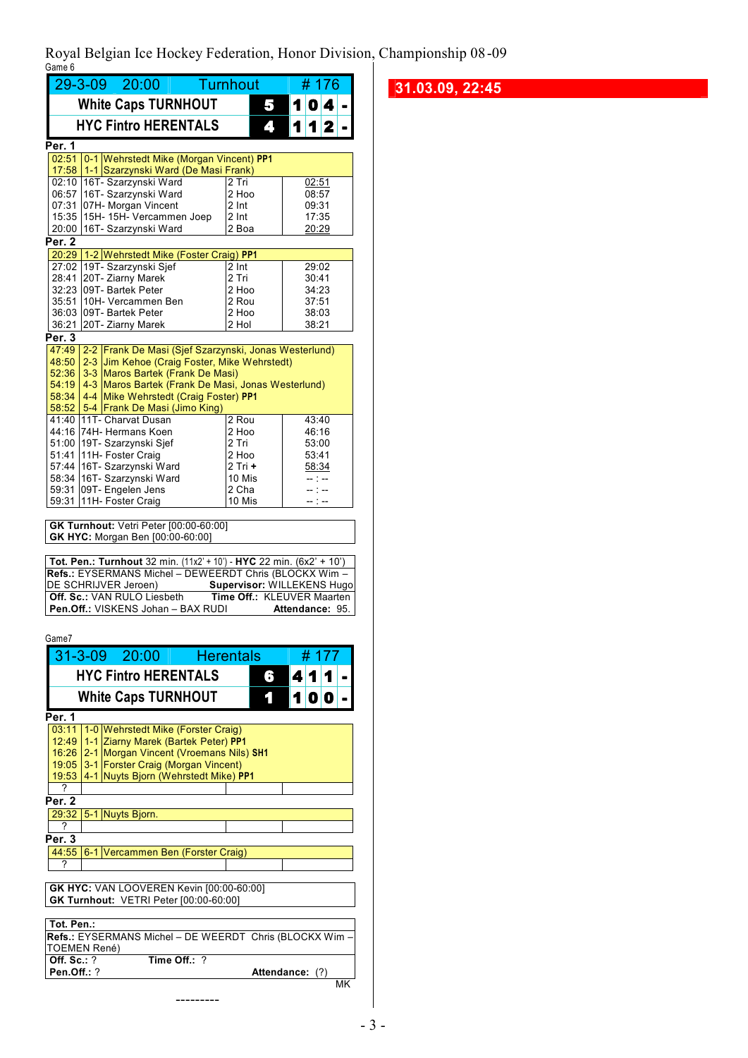Royal Belgian Ice Hockey Federation, Honor Division, Championship 08-09

**31.03.09, 22:45**

Game 6

| 29-3-09 20:00 | Turnhout | # 176 | | | |
|---|---|---|---|---|---|
| White Caps TURNHOUT | 5 | 1 | 0 | 4 | - |
| HYC Fintro HERENTALS | 4 | 1 | 1 | 2 | - |

**Per. 1**

| | | | | |
|---|---|---|---|---|
| 02:51 | 0-1 | Wehrstedt Mike (Morgan Vincent) PP1 | | |
| 17:58 | 1-1 | Szarzynski Ward (De Masi Frank) | | |
| 02:10 | 16T- | Szarzynski Ward | 2 Tri | 02:51 |
| 06:57 | 16T- | Szarzynski Ward | 2 Hoo | 08:57 |
| 07:31 | 07H- | Morgan Vincent | 2 Int | 09:31 |
| 15:35 | 15H- | 15H- Vercammen Joep | 2 Int | 17:35 |
| 20:00 | 16T- | Szarzynski Ward | 2 Boa | 20:29 |

**Per. 2**

| | | | | |
|---|---|---|---|---|
| 20:29 | 1-2 | Wehrstedt Mike (Foster Craig) PP1 | | |
| 27:02 | 19T- | Szarzynski Sjef | 2 Int | 29:02 |
| 28:41 | 20T- | Ziarny Marek | 2 Tri | 30:41 |
| 32:23 | 09T- | Bartek Peter | 2 Hoo | 34:23 |
| 35:51 | 10H- | Vercammen Ben | 2 Rou | 37:51 |
| 36:03 | 09T- | Bartek Peter | 2 Hoo | 38:03 |
| 36:21 | 20T- | Ziarny Marek | 2 Hol | 38:21 |

**Per. 3**

| | | | | |
|---|---|---|---|---|
| 47:49 | 2-2 | Frank De Masi (Sjef Szarzynski, Jonas Westerlund) | | |
| 48:50 | 2-3 | Jim Kehoe (Craig Foster, Mike Wehrstedt) | | |
| 52:36 | 3-3 | Maros Bartek (Frank De Masi) | | |
| 54:19 | 4-3 | Maros Bartek (Frank De Masi, Jonas Westerlund) | | |
| 58:34 | 4-4 | Mike Wehrstedt (Craig Foster) PP1 | | |
| 58:52 | 5-4 | Frank De Masi (Jimo King) | | |
| 41:40 | 11T- | Charvat Dusan | 2 Rou | 43:40 |
| 44:16 | 74H- | Hermans Koen | 2 Hoo | 46:16 |
| 51:00 | 19T- | Szarzynski Sjef | 2 Tri | 53:00 |
| 51:41 | 11H- | Foster Craig | 2 Hoo | 53:41 |
| 57:44 | 16T- | Szarzynski Ward | 2 Tri + | 58:34 |
| 58:34 | 16T- | Szarzynski Ward | 10 Mis | -- : -- |
| 59:31 | 09T- | Engelen Jens | 2 Cha | -- : -- |
| 59:31 | 11H- | Foster Craig | 10 Mis | -- : -- |

**GK Turnhout:** Vetri Peter [00:00-60:00]
**GK HYC:** Morgan Ben [00:00-60:00]

**Tot. Pen.: Turnhout** 32 min. (11x2' + 10') - **HYC** 22 min. (6x2' + 10')
**Refs.:** EYSERMANS Michel – DEWEERDT Chris (BLOCKX Wim – DE SCHRIJVER Jeroen) **Supervisor:** WILLEKENS Hugo
**Off. Sc.:** VAN RULO Liesbeth **Time Off.:** KLEUVER Maarten
**Pen.Off.:** VISKENS Johan – BAX RUDI **Attendance:** 95.

Game7

| 31-3-09 20:00 | Herentals | # 177 | | | |
|---|---|---|---|---|---|
| HYC Fintro HERENTALS | 6 | 4 | 1 | 1 | - |
| White Caps TURNHOUT | 1 | 1 | 0 | 0 | - |

**Per. 1**

| | | | | |
|---|---|---|---|---|
| 03:11 | 1-0 | Wehrstedt Mike (Forster Craig) | | |
| 12:49 | 1-1 | Ziarny Marek (Bartek Peter) PP1 | | |
| 16:26 | 2-1 | Morgan Vincent (Vroemans Nils) SH1 | | |
| 19:05 | 3-1 | Forster Craig (Morgan Vincent) | | |
| 19:53 | 4-1 | Nuyts Bjorn (Wehrstedt Mike) PP1 | | |
| ? | | | | |

**Per. 2**

| | | | | |
|---|---|---|---|---|
| 29:32 | 5-1 | Nuyts Bjorn. | | |
| ? | | | | |

**Per. 3**

| | | | | |
|---|---|---|---|---|
| 44:55 | 6-1 | Vercammen Ben (Forster Craig) | | |
| ? | | | | |

**GK HYC:** VAN LOOVEREN Kevin [00:00-60:00]
**GK Turnhout:** VETRI Peter [00:00-60:00]

**Tot. Pen.:**
**Refs.:** EYSERMANS Michel – DE WEERDT Chris (BLOCKX Wim – TOEMEN René)
**Off. Sc.:** ? **Time Off.:** ?
**Pen.Off.:** ? **Attendance:** (?)

MK

---------